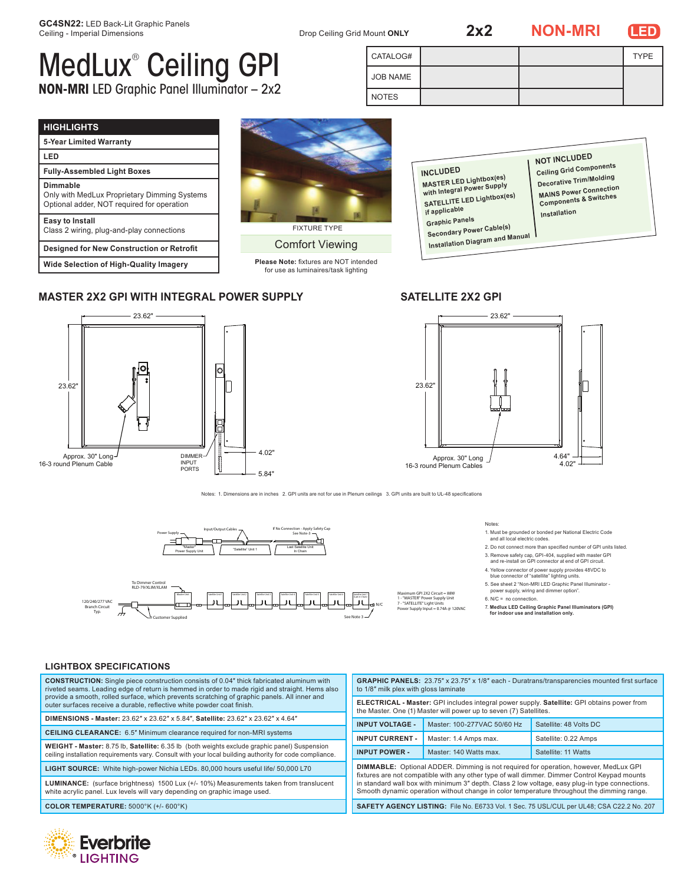**GC4SN22:** LED Back-Lit Graphic Panels
Ceiling - Imperial Dimensions

Drop Ceiling Grid Mount **ONLY** | **2x2** | **NON-MRI** | **LED**

# MedLux® Ceiling GPI

## NON-MRI LED Graphic Panel Illuminator – 2x2

| CATALOG# | | | TYPE |
|---|---|---|---|
| JOB NAME | | | |
| NOTES | | | |

| HIGHLIGHTS |
|---|
| **5-Year Limited Warranty** |
| **LED** |
| **Fully-Assembled Light Boxes** |
| **Dimmable** Only with MedLux Proprietary Dimming Systems Optional adder, NOT required for operation |
| **Easy to Install** Class 2 wiring, plug-and-play connections |
| **Designed for New Construction or Retrofit** |
| **Wide Selection of High-Quality Imagery** |

FIXTURE TYPE

Comfort Viewing

**Please Note:** fixtures are NOT intended for use as luminaires/task lighting

**INCLUDED**
- MASTER LED Lightbox(es) with Integral Power Supply
- SATELLITE LED Lightbox(es) if applicable
- Graphic Panels
- Secondary Power Cable(s)
- Installation Diagram and Manual

**NOT INCLUDED**
- Ceiling Grid Components
- Decorative Trim/Molding
- MAINS Power Connection Components & Switches
- Installation

## MASTER 2X2 GPI WITH INTEGRAL POWER SUPPLY

23.62" × 23.62"; 4.02"; 5.84"; DIMMER INPUT PORTS; Approx. 30" Long 16-3 round Plenum Cable

## SATELLITE 2X2 GPI

23.62" × 23.62"; 4.64"; 4.02"; Approx. 30" Long 16-3 round Plenum Cables

Notes: 1. Dimensions are in inches 2. GPI units are not for use in Plenum ceilings 3. GPI units are built to UL-48 specifications

Power Supply; Input/Output Cables; If No Connection - Apply Safety Cap See Note-3; "Master" Power Supply Unit; "Satellite" Unit 1; Last Satellite Unit in Chain

To Dimmer Control RLD-79/XLIM/XLAM; 120/240/277 VAC Branch Circuit Typ.; Master Unit; Satellite Unit 1–7; N/C; Customer Supplied; See Note 3

Maximum GPI 2X2 Circuit = 88W
1 - "MASTER" Power Supply Unit
7 - "SATELLITE" Light Units
Power Supply Input = 0.74A @ 120VAC

Notes:
1. Must be grounded or bonded per National Electric Code and all local electric codes.
2. Do not connect more than specified number of GPI units listed.
3. Remove safety cap, GPI-404, supplied with master GPI and re-install on GPI connector at end of GPI circuit.
4. Yellow connector of power supply provides 48VDC to blue connector of "satellite" lighting units.
5. See sheet 2 "Non-MRI LED Graphic Panel Illuminator - power supply, wiring and dimmer option".
6. N/C = no connection.
7. **Medlux LED Ceiling Graphic Panel Illuminators (GPI) for indoor use and installation only.**

## LIGHTBOX SPECIFICATIONS

**CONSTRUCTION:** Single piece construction consists of 0.04" thick fabricated aluminum with riveted seams. Leading edge of return is hemmed in order to made rigid and straight. Hems also provide a smooth, rolled surface, which prevents scratching of graphic panels. All inner and outer surfaces receive a durable, reflective white powder coat finish.

**DIMENSIONS - Master:** 23.62" x 23.62" x 5.84", **Satellite:** 23.62" x 23.62" x 4.64"

**CEILING CLEARANCE:** 6.5" Minimum clearance required for non-MRI systems

**WEIGHT - Master:** 8.75 lb, **Satellite:** 6.35 lb (both weights exclude graphic panel) Suspension ceiling installation requirements vary. Consult with your local building authority for code compliance.

**LIGHT SOURCE:** White high-power Nichia LEDs. 80,000 hours useful life/ 50,000 L70

**LUMINANCE:** (surface brightness) 1500 Lux (+/- 10%) Measurements taken from translucent white acrylic panel. Lux levels will vary depending on graphic image used.

**COLOR TEMPERATURE:** 5000°K (+/- 600°K)

**GRAPHIC PANELS:** 23.75" x 23.75" x 1/8" each - Duratrans/transparencies mounted first surface to 1/8" milk plex with gloss laminate

**ELECTRICAL - Master:** GPI includes integral power supply. **Satellite:** GPI obtains power from the Master. One (1) Master will power up to seven (7) Satellites.

| | | |
|---|---|---|
| **INPUT VOLTAGE -** | Master: 100-277VAC 50/60 Hz | Satellite: 48 Volts DC |
| **INPUT CURRENT -** | Master: 1.4 Amps max. | Satellite: 0.22 Amps |
| **INPUT POWER -** | Master: 140 Watts max. | Satellite: 11 Watts |

**DIMMABLE:** Optional ADDER. Dimming is not required for operation, however, MedLux GPI fixtures are not compatible with any other type of wall dimmer. Dimmer Control Keypad mounts in standard wall box with minimum 3" depth. Class 2 low voltage, easy plug-in type connections. Smooth dynamic operation without change in color temperature throughout the dimming range.

**SAFETY AGENCY LISTING:** File No. E6733 Vol. 1 Sec. 75 USL/CUL per UL48; CSA C22.2 No. 207

Everbrite® LIGHTING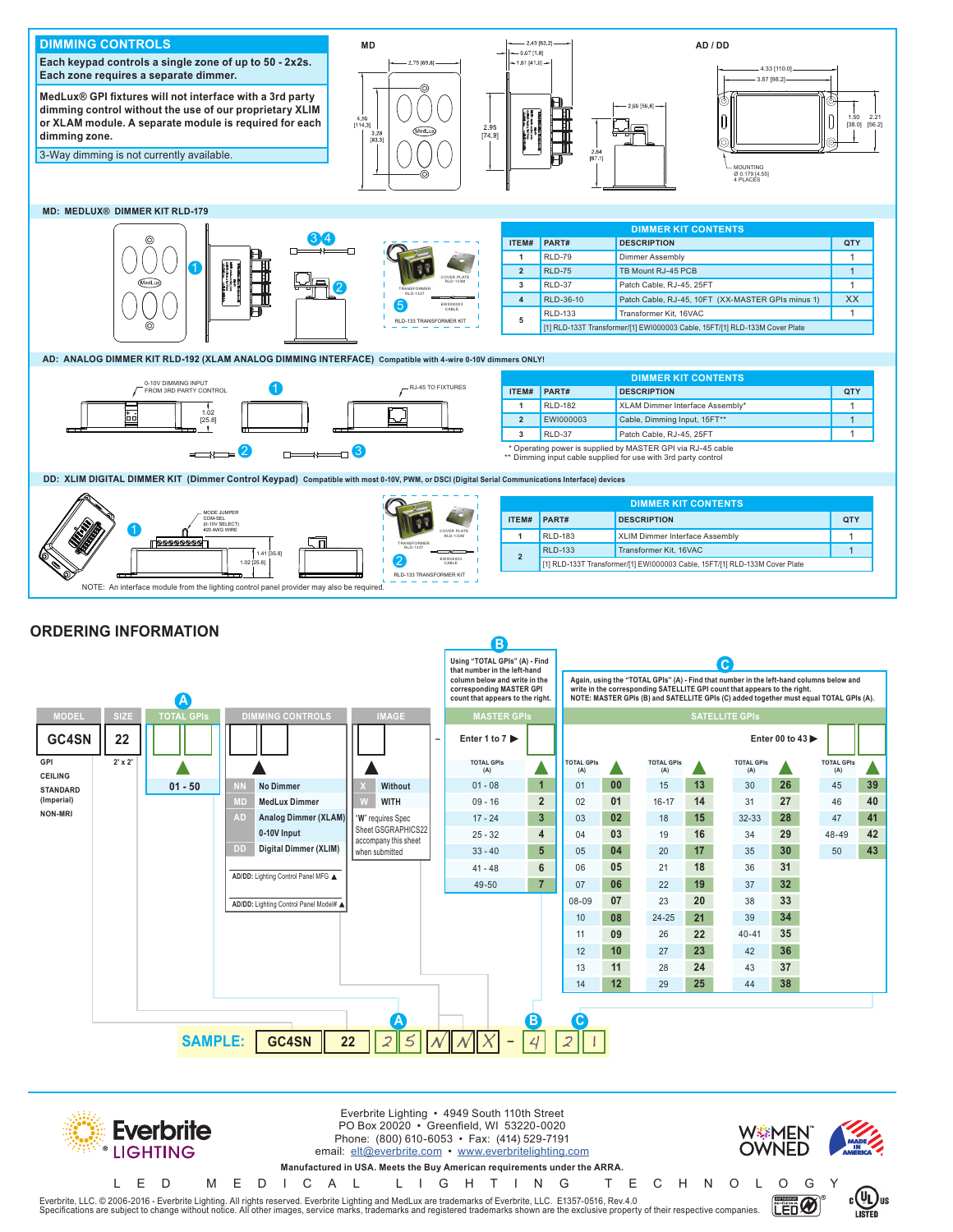## DIMMING CONTROLS

**Each keypad controls a single zone of up to 50 - 2x2s. Each zone requires a separate dimmer.**

**MedLux® GPI fixtures will not interface with a 3rd party dimming control without the use of our proprietary XLIM or XLAM module. A separate module is required for each dimming zone.**

3-Way dimming is not currently available.

MD

AD / DD

### MD: MEDLUX® DIMMER KIT RLD-179

| DIMMER KIT CONTENTS | | | |
|---|---|---|---|
| ITEM# | PART# | DESCRIPTION | QTY |
| 1 | RLD-79 | Dimmer Assembly | 1 |
| 2 | RLD-75 | TB Mount RJ-45 PCB | 1 |
| 3 | RLD-37 | Patch Cable, RJ-45, 25FT | 1 |
| 4 | RLD-36-10 | Patch Cable, RJ-45, 10FT (XX-MASTER GPIs minus 1) | XX |
| 5 | RLD-133 | Transformer Kit, 16VAC | 1 |
| | | [1] RLD-133T Transformer/[1] EWI000003 Cable, 15FT/[1] RLD-133M Cover Plate | |

### AD: ANALOG DIMMER KIT RLD-192 (XLAM ANALOG DIMMING INTERFACE) Compatible with 4-wire 0-10V dimmers ONLY!

0-10V DIMMING INPUT FROM 3RD PARTY CONTROL

RJ-45 TO FIXTURES

| DIMMER KIT CONTENTS | | | |
|---|---|---|---|
| ITEM# | PART# | DESCRIPTION | QTY |
| 1 | RLD-182 | XLAM Dimmer Interface Assembly* | 1 |
| 2 | EWI000003 | Cable, Dimming Input, 15FT** | 1 |
| 3 | RLD-37 | Patch Cable, RJ-45, 25FT | 1 |

\* Operating power is supplied by MASTER GPI via RJ-45 cable
\** Dimming input cable supplied for use with 3rd party control

### DD: XLIM DIGITAL DIMMER KIT (Dimmer Control Keypad) Compatible with most 0-10V, PWM, or DSCI (Digital Serial Communications Interface) devices

MODE JUMPER COM-SEL (0-10V SELECT) #20 AWG WIRE

| DIMMER KIT CONTENTS | | | |
|---|---|---|---|
| ITEM# | PART# | DESCRIPTION | QTY |
| 1 | RLD-183 | XLIM Dimmer Interface Assembly | 1 |
| 2 | RLD-133 | Transformer Kit, 16VAC | 1 |
| | | [1] RLD-133T Transformer/[1] EWI000003 Cable, 15FT/[1] RLD-133M Cover Plate | |

NOTE: An interface module from the lighting control panel provider may also be required.

## ORDERING INFORMATION

| MODEL | SIZE | TOTAL GPIs (A) | DIMMING CONTROLS | IMAGE | MASTER GPIs (B) | SATELLITE GPIs (C) |
|---|---|---|---|---|---|---|
| GC4SN | 22 | 01 - 50 | NN No Dimmer | X Without | Enter 1 to 7 | Enter 00 to 43 |
| GPI CEILING STANDARD (Imperial) NON-MRI | 2' x 2' | | MD MedLux Dimmer | W WITH | | |
| | | | AD Analog Dimmer (XLAM) 0-10V Input | "W" requires Spec Sheet GSGRAPHICS22 accompany this sheet when submitted | | |
| | | | DD Digital Dimmer (XLIM) | | | |
| | | | AD/DD: Lighting Control Panel MFG | | | |
| | | | AD/DD: Lighting Control Panel Model# | | | |

**B**: Using "TOTAL GPIs" (A) - Find that number in the left-hand column below and write in the corresponding MASTER GPI column count that appears to the right.

| TOTAL GPIs (A) | MASTER GPIs |
|---|---|
| 01 - 08 | 1 |
| 09 - 16 | 2 |
| 17 - 24 | 3 |
| 25 - 32 | 4 |
| 33 - 40 | 5 |
| 41 - 48 | 6 |
| 49-50 | 7 |

**C**: Again, using the "TOTAL GPIs" (A) - Find that number in the left-hand columns below and write in the corresponding SATELLITE GPI count that appears to the right.
NOTE: MASTER GPIs (B) and SATELLITE GPIs (C) added together must equal TOTAL GPIs (A).

| TOTAL GPIs (A) | SATELLITE | TOTAL GPIs (A) | SATELLITE | TOTAL GPIs (A) | SATELLITE | TOTAL GPIs (A) | SATELLITE |
|---|---|---|---|---|---|---|---|
| 01 | 00 | 15 | 13 | 30 | 26 | 45 | 39 |
| 02 | 01 | 16-17 | 14 | 31 | 27 | 46 | 40 |
| 03 | 02 | 18 | 15 | 32-33 | 28 | 47 | 41 |
| 04 | 03 | 19 | 16 | 34 | 29 | 48-49 | 42 |
| 05 | 04 | 20 | 17 | 35 | 30 | 50 | 43 |
| 06 | 05 | 21 | 18 | 36 | 31 | | |
| 07 | 06 | 22 | 19 | 37 | 32 | | |
| 08-09 | 07 | 23 | 20 | 38 | 33 | | |
| 10 | 08 | 24-25 | 21 | 39 | 34 | | |
| 11 | 09 | 26 | 22 | 40-41 | 35 | | |
| 12 | 10 | 27 | 23 | 42 | 36 | | |
| 13 | 11 | 28 | 24 | 43 | 37 | | |
| 14 | 12 | 29 | 25 | 44 | 38 | | |

**SAMPLE:** GC4SN | 22 | 2 5 | N N | X – 4 | 2 1

Everbrite Lighting • 4949 South 110th Street
PO Box 20020 • Greenfield, WI 53220-0020
Phone: (800) 610-6053 • Fax: (414) 529-7191
email: elt@everbrite.com • www.everbritelighting.com

**Manufactured in USA. Meets the Buy American requirements under the ARRA.**

L E D M E D I C A L L I G H T I N G T E C H N O L O G Y

Everbrite, LLC. © 2006-2016 - Everbrite Lighting. All rights reserved. Everbrite Lighting and MedLux are trademarks of Everbrite, LLC. E1357-0516, Rev.4.0
Specifications are subject to change without notice. All other images, service marks, trademarks and registered trademarks shown are the exclusive property of their respective companies.